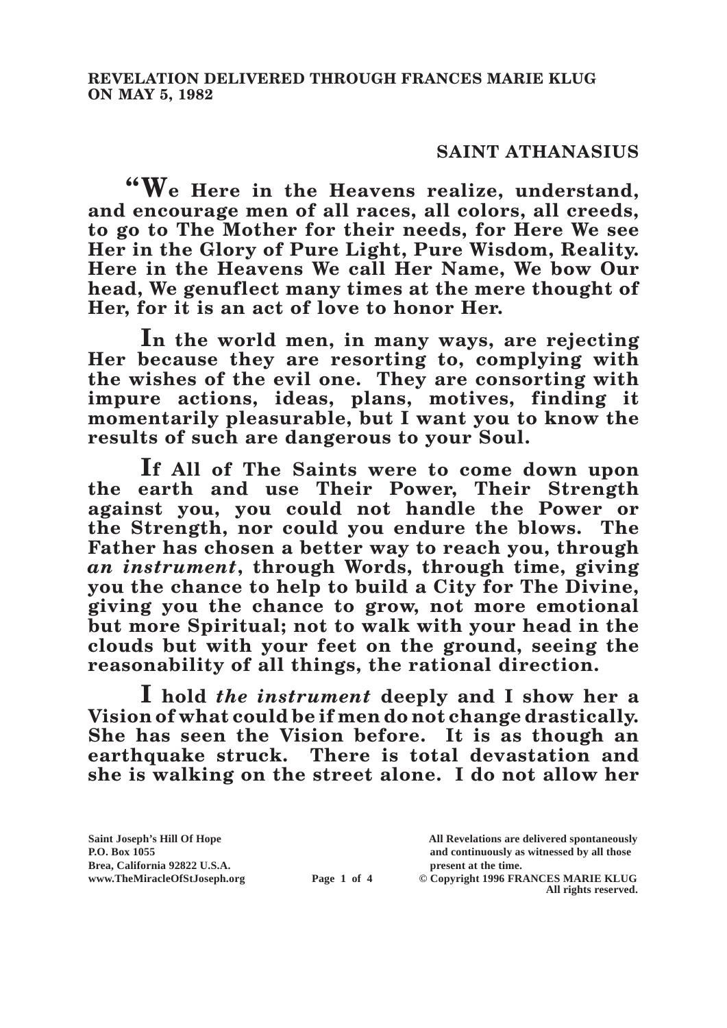**REVELATION DELIVERED THROUGH FRANCES MARIE KLUG ON MAY 5, 1982**

## SAINT ATHANASIUS

**"We Here in the Heavens realize, understand, and encourage men of all races, all colors, all creeds, to go to The Mother for their needs, for Here We see Her in the Glory of Pure Light, Pure Wisdom, Reality. Here in the Heavens We call Her Name, We bow Our head, We genuflect many times at the mere thought of Her, for it is an act of love to honor Her.**

**In the world men, in many ways, are rejecting Her because they are resorting to, complying with the wishes of the evil one. They are consorting with impure actions, ideas, plans, motives, finding it momentarily pleasurable, but I want you to know the results of such are dangerous to your Soul.**

**If All of The Saints were to come down upon the earth and use Their Power, Their Strength against you, you could not handle the Power or the Strength, nor could you endure the blows. The Father has chosen a better way to reach you, through *an instrument*, through Words, through time, giving you the chance to help to build a City for The Divine, giving you the chance to grow, not more emotional but more Spiritual; not to walk with your head in the clouds but with your feet on the ground, seeing the reasonability of all things, the rational direction.**

**I hold *the instrument* deeply and I show her a Vision of what could be if men do not change drastically. She has seen the Vision before. It is as though an earthquake struck. There is total devastation and she is walking on the street alone. I do not allow her**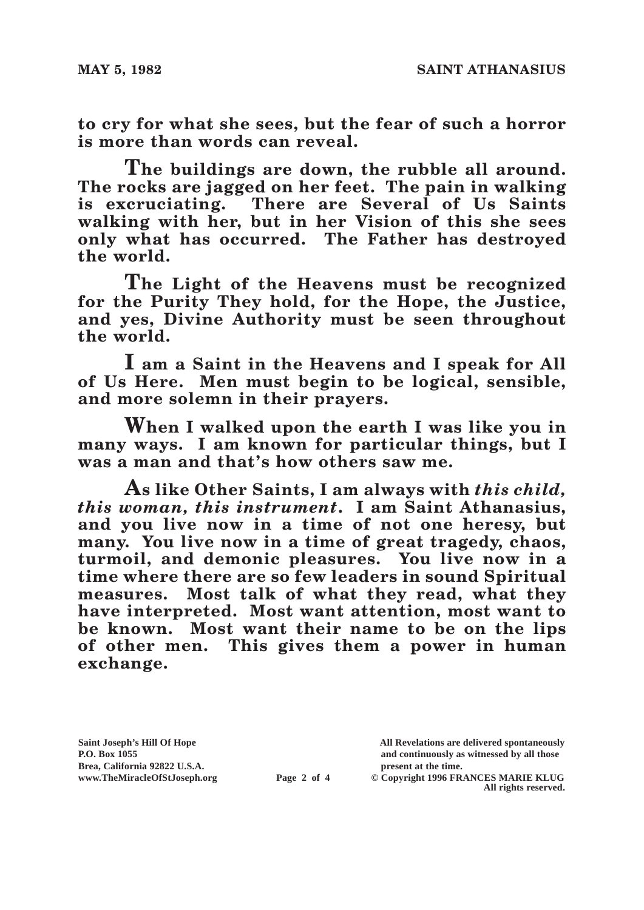**to cry for what she sees, but the fear of such a horror is more than words can reveal.**

**The buildings are down, the rubble all around. The rocks are jagged on her feet. The pain in walking is excruciating. There are Several of Us Saints walking with her, but in her Vision of this she sees only what has occurred. The Father has destroyed the world.**

**The Light of the Heavens must be recognized for the Purity They hold, for the Hope, the Justice, and yes, Divine Authority must be seen throughout the world.**

**I am a Saint in the Heavens and I speak for All of Us Here. Men must begin to be logical, sensible, and more solemn in their prayers.**

**When I walked upon the earth I was like you in many ways. I am known for particular things, but I was a man and that's how others saw me.**

**As like Other Saints, I am always with *this child, this woman, this instrument*. I am Saint Athanasius, and you live now in a time of not one heresy, but many. You live now in a time of great tragedy, chaos, turmoil, and demonic pleasures. You live now in a time where there are so few leaders in sound Spiritual measures. Most talk of what they read, what they have interpreted. Most want attention, most want to be known. Most want their name to be on the lips of other men. This gives them a power in human exchange.**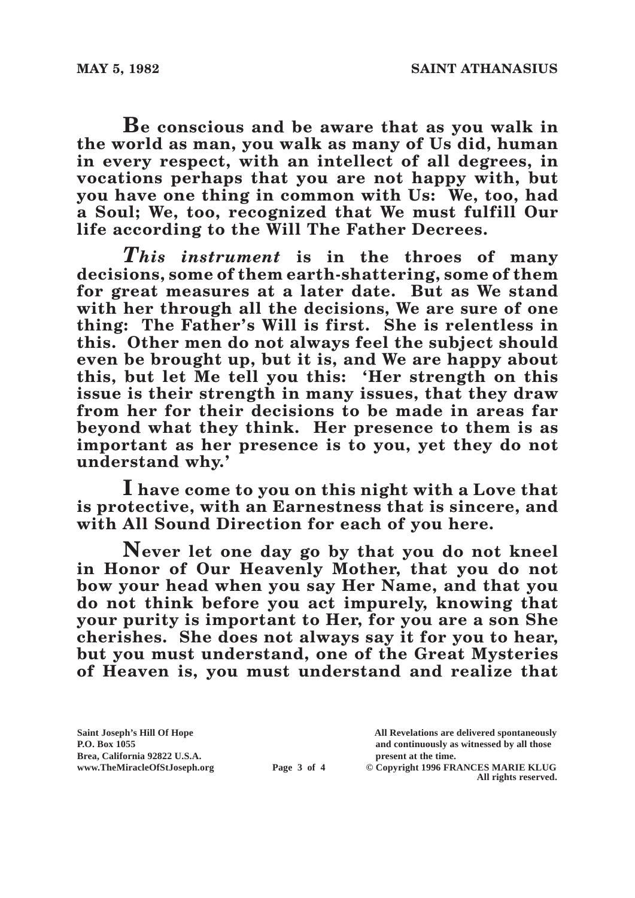**Be conscious and be aware that as you walk in the world as man, you walk as many of Us did, human in every respect, with an intellect of all degrees, in vocations perhaps that you are not happy with, but you have one thing in common with Us: We, too, had a Soul; We, too, recognized that We must fulfill Our life according to the Will The Father Decrees.**

***This instrument*** **is in the throes of many decisions, some of them earth-shattering, some of them for great measures at a later date. But as We stand with her through all the decisions, We are sure of one thing: The Father's Will is first. She is relentless in this. Other men do not always feel the subject should even be brought up, but it is, and We are happy about this, but let Me tell you this: 'Her strength on this issue is their strength in many issues, that they draw from her for their decisions to be made in areas far beyond what they think. Her presence to them is as important as her presence is to you, yet they do not understand why.'**

**I have come to you on this night with a Love that is protective, with an Earnestness that is sincere, and with All Sound Direction for each of you here.**

**Never let one day go by that you do not kneel in Honor of Our Heavenly Mother, that you do not bow your head when you say Her Name, and that you do not think before you act impurely, knowing that your purity is important to Her, for you are a son She cherishes. She does not always say it for you to hear, but you must understand, one of the Great Mysteries of Heaven is, you must understand and realize that**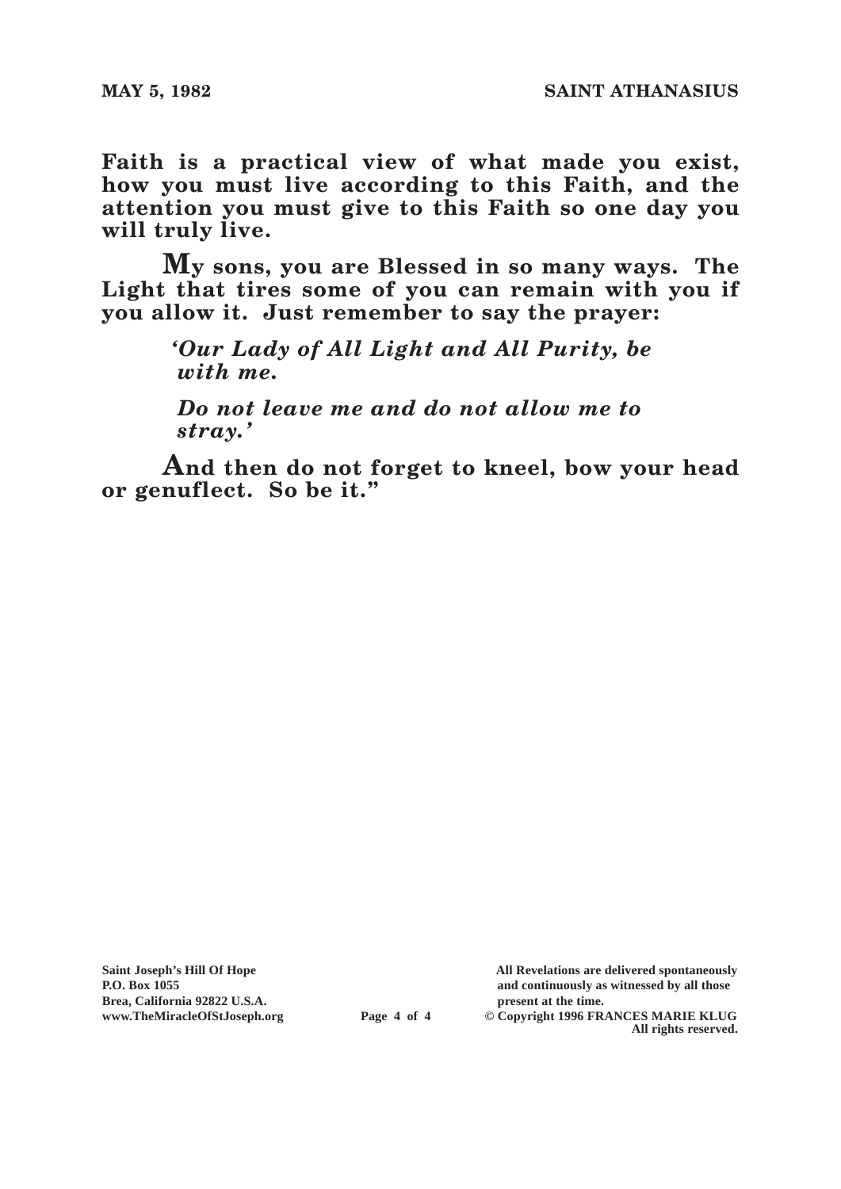**Faith is a practical view of what made you exist, how you must live according to this Faith, and the attention you must give to this Faith so one day you will truly live.**

**My sons, you are Blessed in so many ways. The Light that tires some of you can remain with you if you allow it. Just remember to say the prayer:**

> ***'Our Lady of All Light and All Purity, be with me.***
>
> ***Do not leave me and do not allow me to stray.'***

**And then do not forget to kneel, bow your head or genuflect. So be it."**

Saint Joseph's Hill Of Hope
P.O. Box 1055
Brea, California 92822 U.S.A.
www.TheMiracleOfStJoseph.org

All Revelations are delivered spontaneously and continuously as witnessed by all those present at the time.
© Copyright 1996 FRANCES MARIE KLUG
All rights reserved.